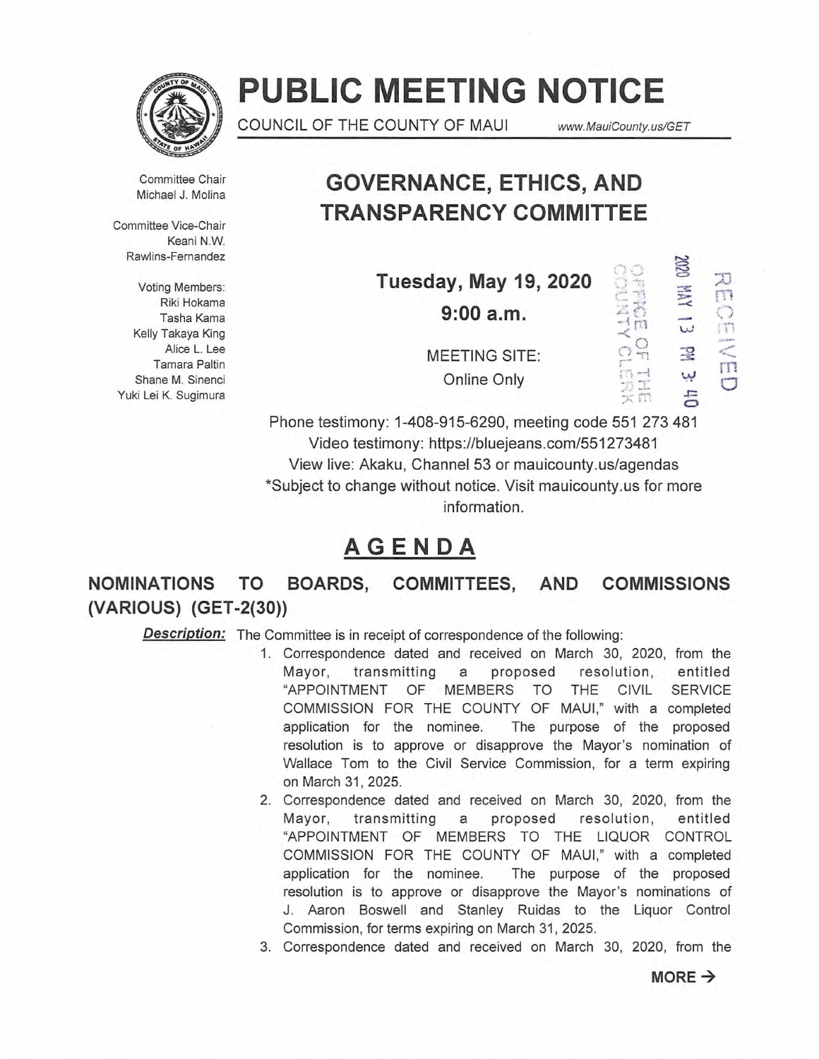# PUBLIC MEETING NOTICE

COUNCIL OF THE COUNTY OF MAUI www.MauiCounty.us/GET

Committee Chair
Michael J. Molina

Committee Vice-Chair
Keani N.W. Rawlins-Fernandez

Voting Members:
Riki Hokama
Tasha Kama
Kelly Takaya King
Alice L. Lee
Tamara Paltin
Shane M. Sinenci
Yuki Lei K. Sugimura

## GOVERNANCE, ETHICS, AND TRANSPARENCY COMMITTEE

**Tuesday, May 19, 2020**

**9:00 a.m.**

MEETING SITE:
Online Only

RECEIVED
2020 MAY 13 PM 3:40
OFFICE OF THE COUNTY CLERK

Phone testimony: 1-408-915-6290, meeting code 551 273 481
Video testimony: https://bluejeans.com/551273481
View live: Akaku, Channel 53 or mauicounty.us/agendas
*Subject to change without notice. Visit mauicounty.us for more information.

## AGENDA

### NOMINATIONS TO BOARDS, COMMITTEES, AND COMMISSIONS (VARIOUS) (GET-2(30))

***Description:*** The Committee is in receipt of correspondence of the following:

1. Correspondence dated and received on March 30, 2020, from the Mayor, transmitting a proposed resolution, entitled "APPOINTMENT OF MEMBERS TO THE CIVIL SERVICE COMMISSION FOR THE COUNTY OF MAUI," with a completed application for the nominee. The purpose of the proposed resolution is to approve or disapprove the Mayor's nomination of Wallace Tom to the Civil Service Commission, for a term expiring on March 31, 2025.
2. Correspondence dated and received on March 30, 2020, from the Mayor, transmitting a proposed resolution, entitled "APPOINTMENT OF MEMBERS TO THE LIQUOR CONTROL COMMISSION FOR THE COUNTY OF MAUI," with a completed application for the nominee. The purpose of the proposed resolution is to approve or disapprove the Mayor's nominations of J. Aaron Boswell and Stanley Ruidas to the Liquor Control Commission, for terms expiring on March 31, 2025.
3. Correspondence dated and received on March 30, 2020, from the

**MORE →**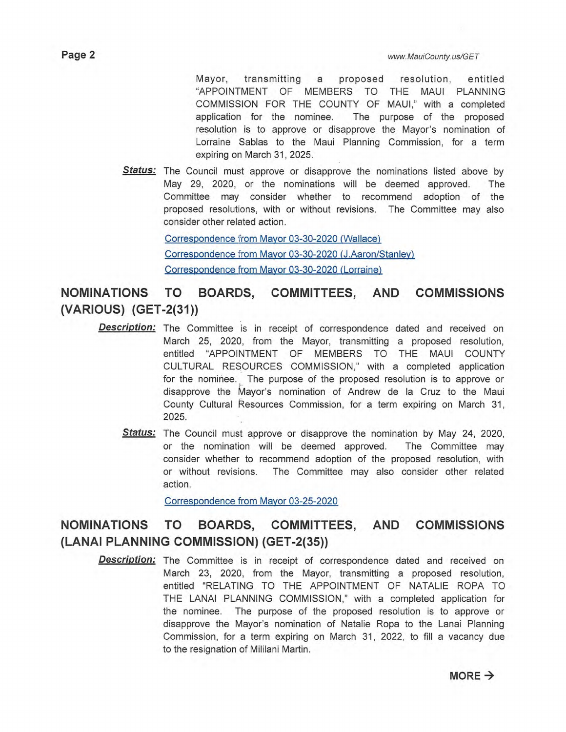Mayor, transmitting a proposed resolution, entitled "APPOINTMENT OF MEMBERS TO THE MAUI PLANNING COMMISSION FOR THE COUNTY OF MAUI," with a completed application for the nominee. The purpose of the proposed resolution is to approve or disapprove the Mayor's nomination of Lorraine Sablas to the Maui Planning Commission, for a term expiring on March 31, 2025.

***Status:*** The Council must approve or disapprove the nominations listed above by May 29, 2020, or the nominations will be deemed approved. The Committee may consider whether to recommend adoption of the proposed resolutions, with or without revisions. The Committee may also consider other related action.

Correspondence from Mayor 03-30-2020 (Wallace)

Correspondence from Mayor 03-30-2020 (J.Aaron/Stanley)

Correspondence from Mayor 03-30-2020 (Lorraine)

## NOMINATIONS TO BOARDS, COMMITTEES, AND COMMISSIONS (VARIOUS) (GET-2(31))

***Description:*** The Committee is in receipt of correspondence dated and received on March 25, 2020, from the Mayor, transmitting a proposed resolution, entitled "APPOINTMENT OF MEMBERS TO THE MAUI COUNTY CULTURAL RESOURCES COMMISSION," with a completed application for the nominee. The purpose of the proposed resolution is to approve or disapprove the Mayor's nomination of Andrew de la Cruz to the Maui County Cultural Resources Commission, for a term expiring on March 31, 2025.

***Status:*** The Council must approve or disapprove the nomination by May 24, 2020, or the nomination will be deemed approved. The Committee may consider whether to recommend adoption of the proposed resolution, with or without revisions. The Committee may also consider other related action.

Correspondence from Mayor 03-25-2020

## NOMINATIONS TO BOARDS, COMMITTEES, AND COMMISSIONS (LANAI PLANNING COMMISSION) (GET-2(35))

***Description:*** The Committee is in receipt of correspondence dated and received on March 23, 2020, from the Mayor, transmitting a proposed resolution, entitled "RELATING TO THE APPOINTMENT OF NATALIE ROPA TO THE LANAI PLANNING COMMISSION," with a completed application for the nominee. The purpose of the proposed resolution is to approve or disapprove the Mayor's nomination of Natalie Ropa to the Lanai Planning Commission, for a term expiring on March 31, 2022, to fill a vacancy due to the resignation of Mililani Martin.

**MORE →**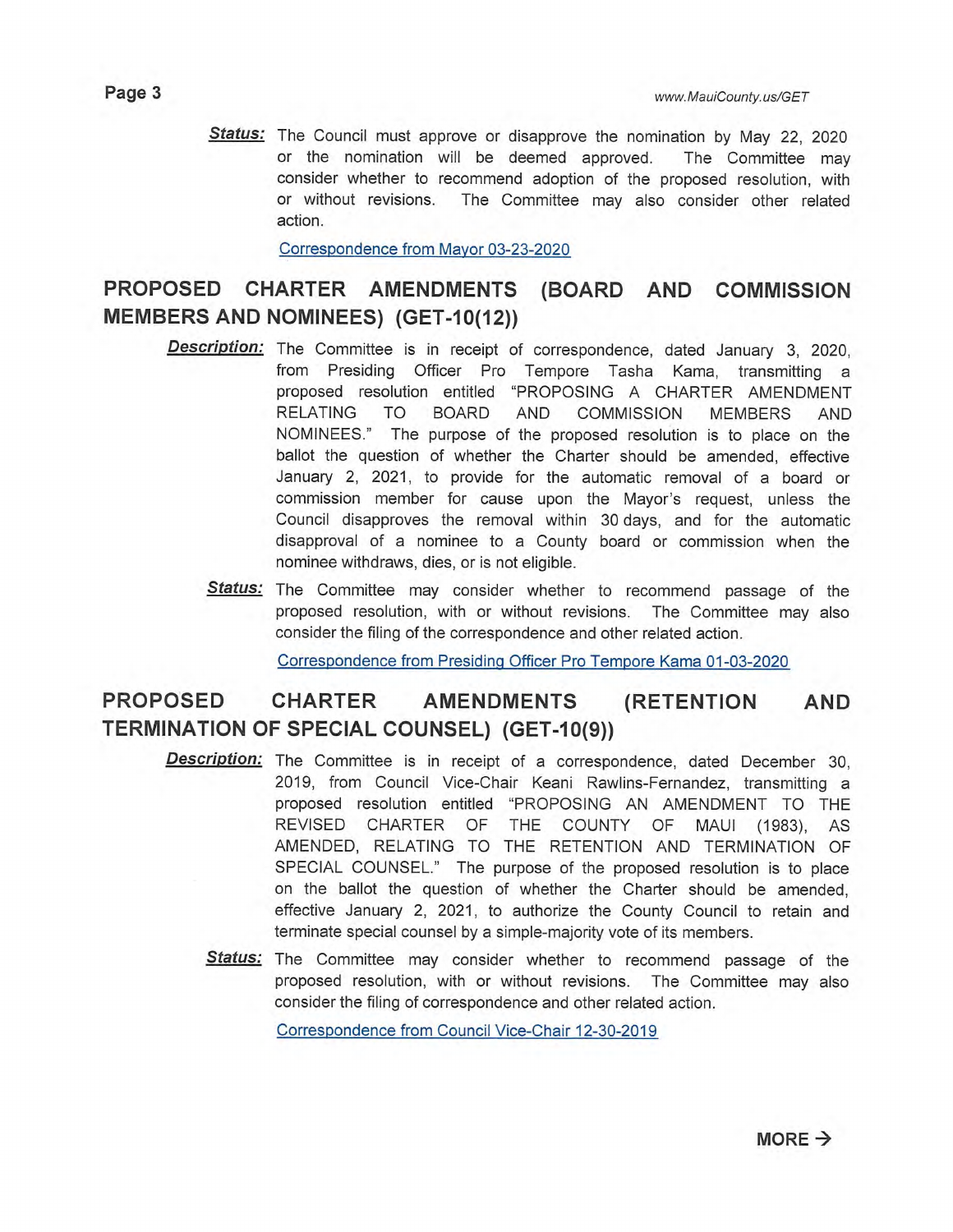**Status:** The Council must approve or disapprove the nomination by May 22, 2020 or the nomination will be deemed approved. The Committee may consider whether to recommend adoption of the proposed resolution, with or without revisions. The Committee may also consider other related action.

Correspondence from Mayor 03-23-2020

## PROPOSED CHARTER AMENDMENTS (BOARD AND COMMISSION MEMBERS AND NOMINEES) (GET-10(12))

**Description:** The Committee is in receipt of correspondence, dated January 3, 2020, from Presiding Officer Pro Tempore Tasha Kama, transmitting a proposed resolution entitled "PROPOSING A CHARTER AMENDMENT RELATING TO BOARD AND COMMISSION MEMBERS AND NOMINEES." The purpose of the proposed resolution is to place on the ballot the question of whether the Charter should be amended, effective January 2, 2021, to provide for the automatic removal of a board or commission member for cause upon the Mayor's request, unless the Council disapproves the removal within 30 days, and for the automatic disapproval of a nominee to a County board or commission when the nominee withdraws, dies, or is not eligible.

**Status:** The Committee may consider whether to recommend passage of the proposed resolution, with or without revisions. The Committee may also consider the filing of the correspondence and other related action.

Correspondence from Presiding Officer Pro Tempore Kama 01-03-2020

## PROPOSED CHARTER AMENDMENTS (RETENTION AND TERMINATION OF SPECIAL COUNSEL) (GET-10(9))

**Description:** The Committee is in receipt of a correspondence, dated December 30, 2019, from Council Vice-Chair Keani Rawlins-Fernandez, transmitting a proposed resolution entitled "PROPOSING AN AMENDMENT TO THE REVISED CHARTER OF THE COUNTY OF MAUI (1983), AS AMENDED, RELATING TO THE RETENTION AND TERMINATION OF SPECIAL COUNSEL." The purpose of the proposed resolution is to place on the ballot the question of whether the Charter should be amended, effective January 2, 2021, to authorize the County Council to retain and terminate special counsel by a simple-majority vote of its members.

**Status:** The Committee may consider whether to recommend passage of the proposed resolution, with or without revisions. The Committee may also consider the filing of correspondence and other related action.

Correspondence from Council Vice-Chair 12-30-2019

MORE →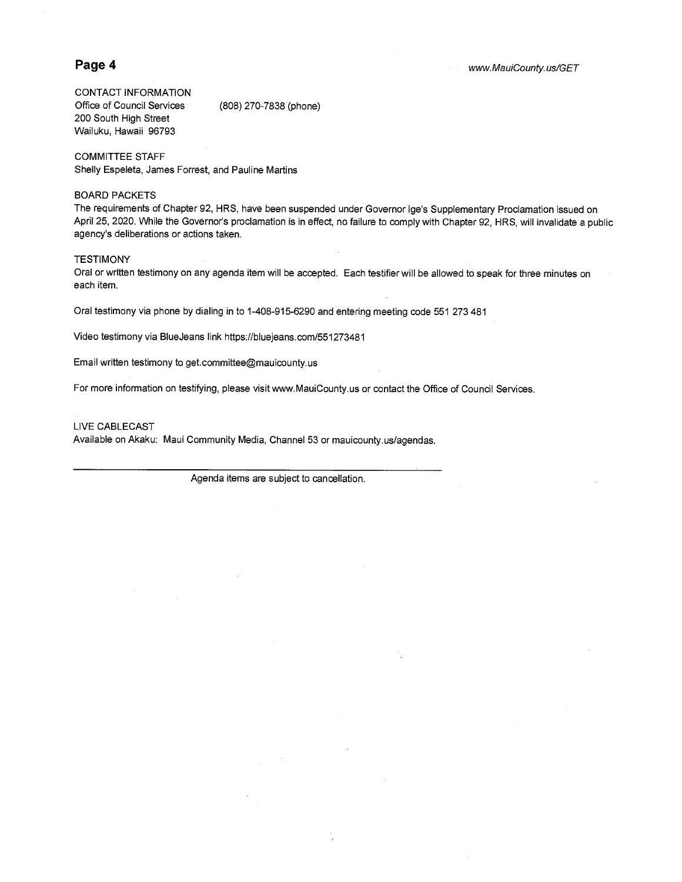CONTACT INFORMATION

Office of Council Services (808) 270-7838 (phone)
200 South High Street
Wailuku, Hawaii 96793

COMMITTEE STAFF

Shelly Espeleta, James Forrest, and Pauline Martins

BOARD PACKETS

The requirements of Chapter 92, HRS, have been suspended under Governor Ige's Supplementary Proclamation issued on April 25, 2020. While the Governor's proclamation is in effect, no failure to comply with Chapter 92, HRS, will invalidate a public agency's deliberations or actions taken.

TESTIMONY

Oral or written testimony on any agenda item will be accepted. Each testifier will be allowed to speak for three minutes on each item.

Oral testimony via phone by dialing in to 1-408-915-6290 and entering meeting code 551 273 481

Video testimony via BlueJeans link https://bluejeans.com/551273481

Email written testimony to get.committee@mauicounty.us

For more information on testifying, please visit www.MauiCounty.us or contact the Office of Council Services.

LIVE CABLECAST

Available on Akaku: Maui Community Media, Channel 53 or mauicounty.us/agendas.

---

Agenda items are subject to cancellation.